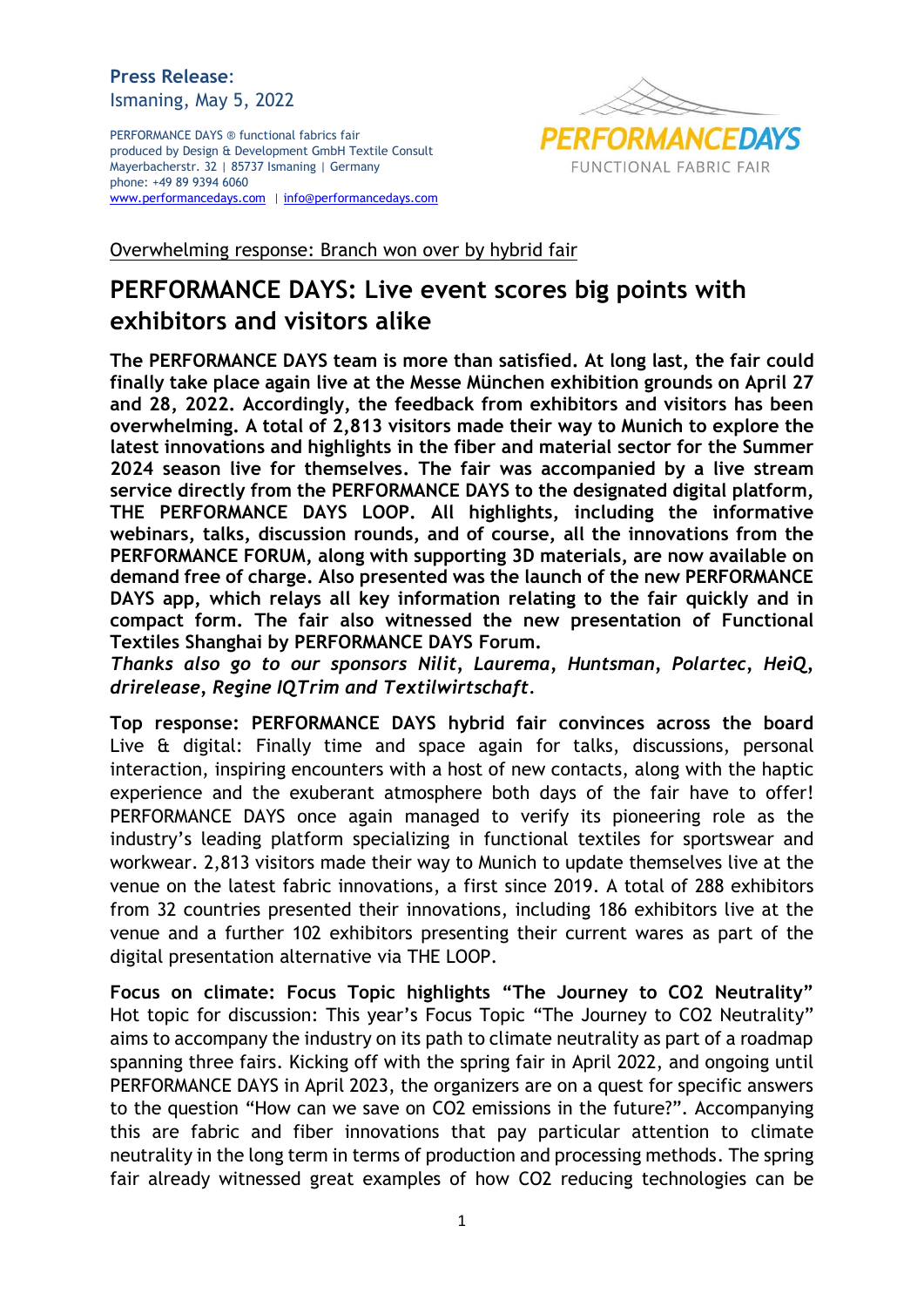**Press Release:**
Ismaning, May 5, 2022

PERFORMANCE DAYS ® functional fabrics fair
produced by Design & Development GmbH Textile Consult
Mayerbacherstr. 32 | 85737 Ismaning | Germany
phone: +49 89 9394 6060
www.performancedays.com | info@performancedays.com

PERFORMANCEDAYS
FUNCTIONAL FABRIC FAIR

Overwhelming response: Branch won over by hybrid fair

# PERFORMANCE DAYS: Live event scores big points with exhibitors and visitors alike

**The PERFORMANCE DAYS team is more than satisfied. At long last, the fair could finally take place again live at the Messe München exhibition grounds on April 27 and 28, 2022. Accordingly, the feedback from exhibitors and visitors has been overwhelming. A total of 2,813 visitors made their way to Munich to explore the latest innovations and highlights in the fiber and material sector for the Summer 2024 season live for themselves. The fair was accompanied by a live stream service directly from the PERFORMANCE DAYS to the designated digital platform, THE PERFORMANCE DAYS LOOP. All highlights, including the informative webinars, talks, discussion rounds, and of course, all the innovations from the PERFORMANCE FORUM, along with supporting 3D materials, are now available on demand free of charge. Also presented was the launch of the new PERFORMANCE DAYS app, which relays all key information relating to the fair quickly and in compact form. The fair also witnessed the new presentation of Functional Textiles Shanghai by PERFORMANCE DAYS Forum.**
***Thanks also go to our sponsors Nilit, Laurema, Huntsman, Polartec, HeiQ, drirelease, Regine IQTrim and Textilwirtschaft.***

**Top response: PERFORMANCE DAYS hybrid fair convinces across the board**
Live & digital: Finally time and space again for talks, discussions, personal interaction, inspiring encounters with a host of new contacts, along with the haptic experience and the exuberant atmosphere both days of the fair have to offer! PERFORMANCE DAYS once again managed to verify its pioneering role as the industry's leading platform specializing in functional textiles for sportswear and workwear. 2,813 visitors made their way to Munich to update themselves live at the venue on the latest fabric innovations, a first since 2019. A total of 288 exhibitors from 32 countries presented their innovations, including 186 exhibitors live at the venue and a further 102 exhibitors presenting their current wares as part of the digital presentation alternative via THE LOOP.

**Focus on climate: Focus Topic highlights "The Journey to CO2 Neutrality"**
Hot topic for discussion: This year's Focus Topic "The Journey to CO2 Neutrality" aims to accompany the industry on its path to climate neutrality as part of a roadmap spanning three fairs. Kicking off with the spring fair in April 2022, and ongoing until PERFORMANCE DAYS in April 2023, the organizers are on a quest for specific answers to the question "How can we save on CO2 emissions in the future?". Accompanying this are fabric and fiber innovations that pay particular attention to climate neutrality in the long term in terms of production and processing methods. The spring fair already witnessed great examples of how CO2 reducing technologies can be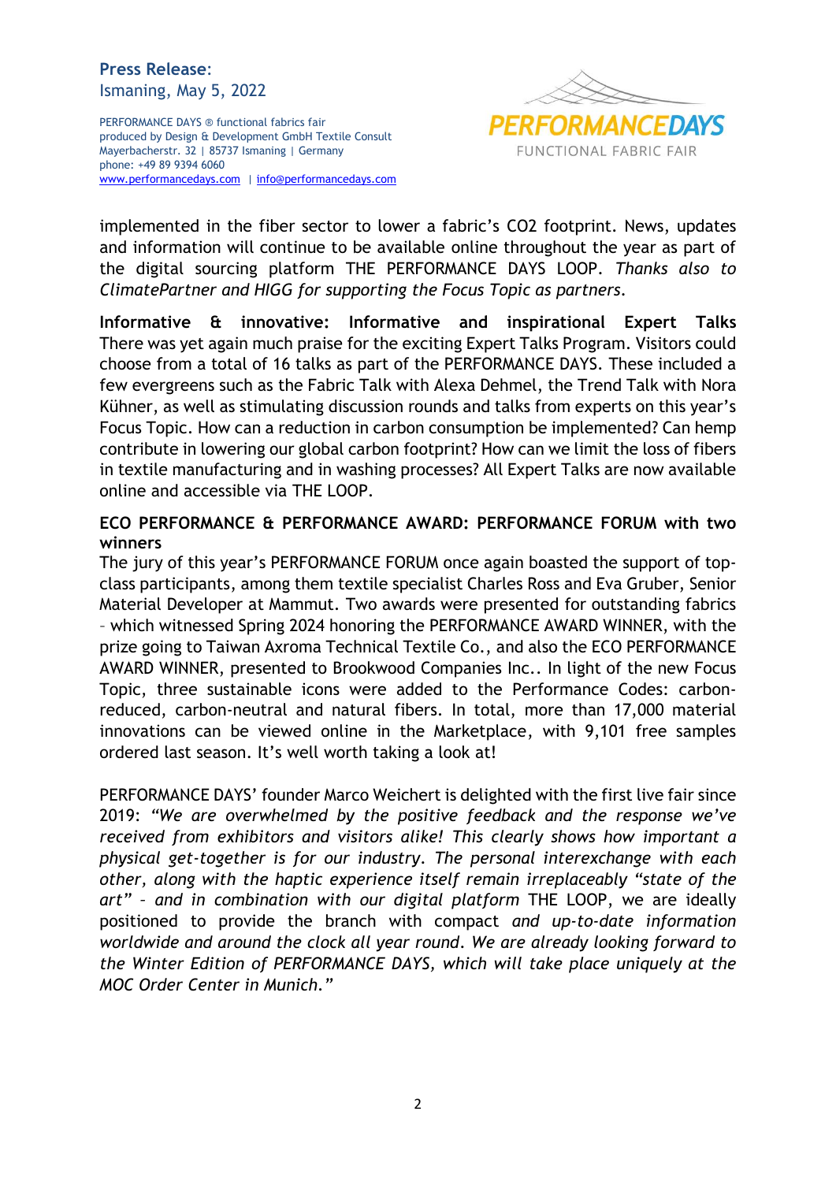implemented in the fiber sector to lower a fabric's $CO_2$ footprint. News, updates and information will continue to be available online throughout the year as part of the digital sourcing platform THE PERFORMANCE DAYS LOOP. *Thanks also to ClimatePartner and HIGG for supporting the Focus Topic as partners.*

**Informative & innovative: Informative and inspirational Expert Talks**
There was yet again much praise for the exciting Expert Talks Program. Visitors could choose from a total of 16 talks as part of the PERFORMANCE DAYS. These included a few evergreens such as the Fabric Talk with Alexa Dehmel, the Trend Talk with Nora Kühner, as well as stimulating discussion rounds and talks from experts on this year's Focus Topic. How can a reduction in carbon consumption be implemented? Can hemp contribute in lowering our global carbon footprint? How can we limit the loss of fibers in textile manufacturing and in washing processes? All Expert Talks are now available online and accessible via THE LOOP.

**ECO PERFORMANCE & PERFORMANCE AWARD: PERFORMANCE FORUM with two winners**
The jury of this year's PERFORMANCE FORUM once again boasted the support of top-class participants, among them textile specialist Charles Ross and Eva Gruber, Senior Material Developer at Mammut. Two awards were presented for outstanding fabrics – which witnessed Spring 2024 honoring the PERFORMANCE AWARD WINNER, with the prize going to Taiwan Axroma Technical Textile Co., and also the ECO PERFORMANCE AWARD WINNER, presented to Brookwood Companies Inc.. In light of the new Focus Topic, three sustainable icons were added to the Performance Codes: carbon-reduced, carbon-neutral and natural fibers. In total, more than 17,000 material innovations can be viewed online in the Marketplace, with 9,101 free samples ordered last season. It's well worth taking a look at!

PERFORMANCE DAYS' founder Marco Weichert is delighted with the first live fair since 2019: *"We are overwhelmed by the positive feedback and the response we've received from exhibitors and visitors alike! This clearly shows how important a physical get-together is for our industry. The personal interexchange with each other, along with the haptic experience itself remain irreplaceably "state of the art" – and in combination with our digital platform* THE LOOP, we are ideally positioned to provide the branch with compact *and up-to-date information worldwide and around the clock all year round. We are already looking forward to the Winter Edition of PERFORMANCE DAYS, which will take place uniquely at the MOC Order Center in Munich."*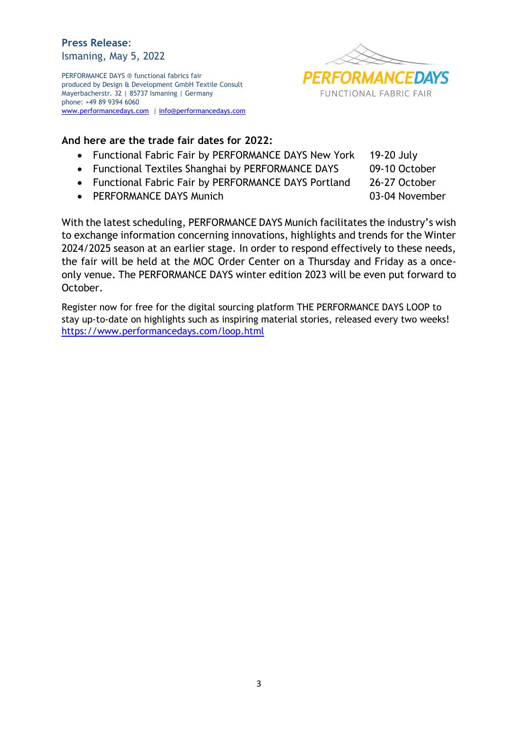**Press Release:**
Ismaning, May 5, 2022

PERFORMANCE DAYS ® functional fabrics fair
produced by Design & Development GmbH Textile Consult
Mayerbacherstr. 32 | 85737 Ismaning | Germany
phone: +49 89 9394 6060
www.performancedays.com | info@performancedays.com

PERFORMANCE DAYS
FUNCTIONAL FABRIC FAIR

**And here are the trade fair dates for 2022:**

- Functional Fabric Fair by PERFORMANCE DAYS New York 19-20 July
- Functional Textiles Shanghai by PERFORMANCE DAYS 09-10 October
- Functional Fabric Fair by PERFORMANCE DAYS Portland 26-27 October
- PERFORMANCE DAYS Munich 03-04 November

With the latest scheduling, PERFORMANCE DAYS Munich facilitates the industry's wish to exchange information concerning innovations, highlights and trends for the Winter 2024/2025 season at an earlier stage. In order to respond effectively to these needs, the fair will be held at the MOC Order Center on a Thursday and Friday as a once-only venue. The PERFORMANCE DAYS winter edition 2023 will be even put forward to October.

Register now for free for the digital sourcing platform THE PERFORMANCE DAYS LOOP to stay up-to-date on highlights such as inspiring material stories, released every two weeks! https://www.performancedays.com/loop.html